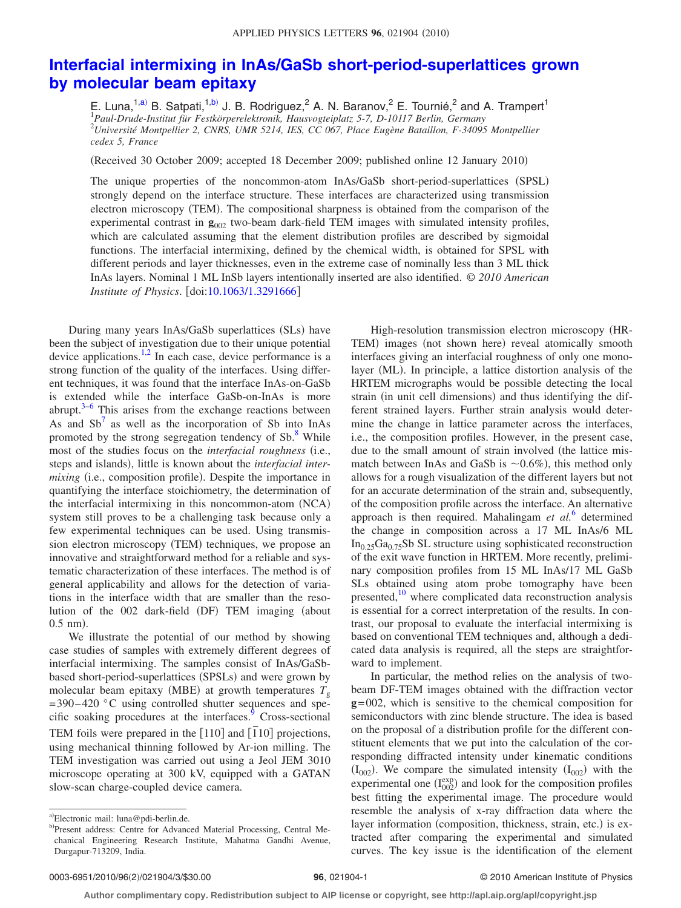# Interfacial intermixing in InAs/GaSb short-period-superlattices grown by molecular beam epitaxy

E. Luna,[1,a)] B. Satpati,[1,b)] J. B. Rodriguez,[2] A. N. Baranov,[2] E. Tournié,[2] and A. Trampert[1]

[1]*Paul-Drude-Institut für Festkörperelektronik, Hausvogteiplatz 5-7, D-10117 Berlin, Germany*
[2]*Université Montpellier 2, CNRS, UMR 5214, IES, CC 067, Place Eugène Bataillon, F-34095 Montpellier cedex 5, France*

(Received 30 October 2009; accepted 18 December 2009; published online 12 January 2010)

The unique properties of the noncommon-atom InAs/GaSb short-period-superlattices (SPSL) strongly depend on the interface structure. These interfaces are characterized using transmission electron microscopy (TEM). The compositional sharpness is obtained from the comparison of the experimental contrast in $\mathbf{g}_{002}$ two-beam dark-field TEM images with simulated intensity profiles, which are calculated assuming that the element distribution profiles are described by sigmoidal functions. The interfacial intermixing, defined by the chemical width, is obtained for SPSL with different periods and layer thicknesses, even in the extreme case of nominally less than 3 ML thick InAs layers. Nominal 1 ML InSb layers intentionally inserted are also identified. *© 2010 American Institute of Physics*. [doi:10.1063/1.3291666]

During many years InAs/GaSb superlattices (SLs) have been the subject of investigation due to their unique potential device applications.[1,2] In each case, device performance is a strong function of the quality of the interfaces. Using different techniques, it was found that the interface InAs-on-GaSb is extended while the interface GaSb-on-InAs is more abrupt.[3–6] This arises from the exchange reactions between As and Sb[7] as well as the incorporation of Sb into InAs promoted by the strong segregation tendency of Sb.[8] While most of the studies focus on the *interfacial roughness* (i.e., steps and islands), little is known about the *interfacial intermixing* (i.e., composition profile). Despite the importance in quantifying the interface stoichiometry, the determination of the interfacial intermixing in this noncommon-atom (NCA) system still proves to be a challenging task because only a few experimental techniques can be used. Using transmission electron microscopy (TEM) techniques, we propose an innovative and straightforward method for a reliable and systematic characterization of these interfaces. The method is of general applicability and allows for the detection of variations in the interface width that are smaller than the resolution of the 002 dark-field (DF) TEM imaging (about 0.5 nm).

We illustrate the potential of our method by showing case studies of samples with extremely different degrees of interfacial intermixing. The samples consist of InAs/GaSb-based short-period-superlattices (SPSLs) and were grown by molecular beam epitaxy (MBE) at growth temperatures $T_g$ = 390–420 °C using controlled shutter sequences and specific soaking procedures at the interfaces.[9] Cross-sectional TEM foils were prepared in the [110] and [$\bar{1}$10] projections, using mechanical thinning followed by Ar-ion milling. The TEM investigation was carried out using a Jeol JEM 3010 microscope operating at 300 kV, equipped with a GATAN slow-scan charge-coupled device camera.

High-resolution transmission electron microscopy (HRTEM) images (not shown here) reveal atomically smooth interfaces giving an interfacial roughness of only one monolayer (ML). In principle, a lattice distortion analysis of the HRTEM micrographs would be possible detecting the local strain (in unit cell dimensions) and thus identifying the different strained layers. Further strain analysis would determine the change in lattice parameter across the interfaces, i.e., the composition profiles. However, in the present case, due to the small amount of strain involved (the lattice mismatch between InAs and GaSb is ~0.6%), this method only allows for a rough visualization of the different layers but not for an accurate determination of the strain and, subsequently, of the composition profile across the interface. An alternative approach is then required. Mahalingam *et al.*[6] determined the change in composition across a 17 ML InAs/6 ML $In_{0.25}Ga_{0.75}Sb$ SL structure using sophisticated reconstruction of the exit wave function in HRTEM. More recently, preliminary composition profiles from 15 ML InAs/17 ML GaSb SLs obtained using atom probe tomography have been presented,[10] where complicated data reconstruction analysis is essential for a correct interpretation of the results. In contrast, our proposal to evaluate the interfacial intermixing is based on conventional TEM techniques and, although a dedicated data analysis is required, all the steps are straightforward to implement.

In particular, the method relies on the analysis of two-beam DF-TEM images obtained with the diffraction vector $\mathbf{g}$=002, which is sensitive to the chemical composition for semiconductors with zinc blende structure. The idea is based on the proposal of a distribution profile for the different constituent elements that we put into the calculation of the corresponding diffracted intensity under kinematic conditions ($I_{002}$). We compare the simulated intensity ($I_{002}$) with the experimental one ($I_{002}^{exp}$) and look for the composition profiles best fitting the experimental image. The procedure would resemble the analysis of x-ray diffraction data where the layer information (composition, thickness, strain, etc.) is extracted after comparing the experimental and simulated curves. The key issue is the identification of the element

---

[a)]Electronic mail: luna@pdi-berlin.de.
[b)]Present address: Centre for Advanced Material Processing, Central Mechanical Engineering Research Institute, Mahatma Gandhi Avenue, Durgapur-713209, India.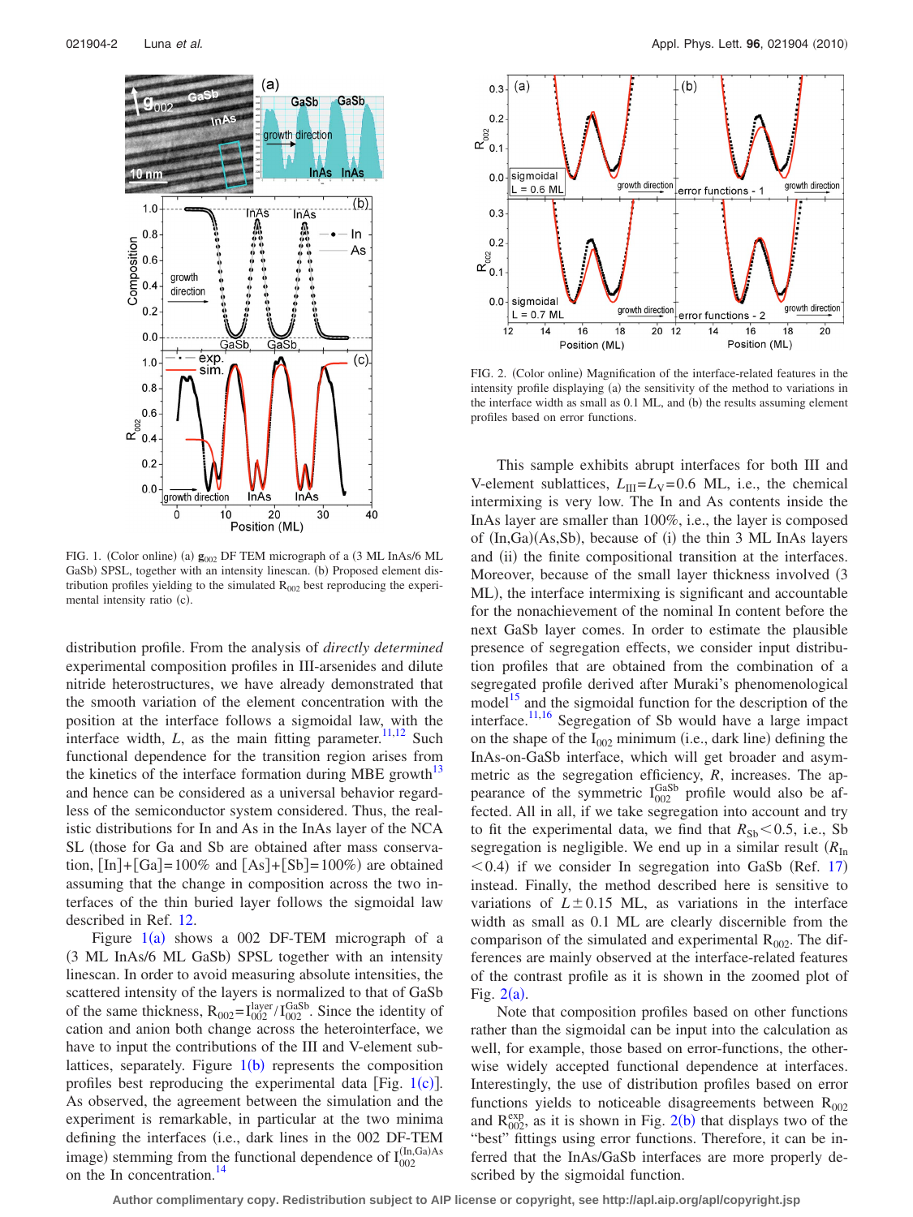FIG. 1. (Color online) (a) $\mathbf{g}_{002}$ DF TEM micrograph of a (3 ML InAs/6 ML GaSb) SPSL, together with an intensity linescan. (b) Proposed element distribution profiles yielding to the simulated $R_{002}$ best reproducing the experimental intensity ratio (c).

FIG. 2. (Color online) Magnification of the interface-related features in the intensity profile displaying (a) the sensitivity of the method to variations in the interface width as small as 0.1 ML, and (b) the results assuming element profiles based on error functions.

distribution profile. From the analysis of *directly determined* experimental composition profiles in III-arsenides and dilute nitride heterostructures, we have already demonstrated that the smooth variation of the element concentration with the position at the interface follows a sigmoidal law, with the interface width, $L$, as the main fitting parameter.[11,12] Such functional dependence for the transition region arises from the kinetics of the interface formation during MBE growth[13] and hence can be considered as a universal behavior regardless of the semiconductor system considered. Thus, the realistic distributions for In and As in the InAs layer of the NCA SL (those for Ga and Sb are obtained after mass conservation, [In]+[Ga]=100% and [As]+[Sb]=100%) are obtained assuming that the change in composition across the two interfaces of the thin buried layer follows the sigmoidal law described in Ref. 12.

Figure 1(a) shows a 002 DF-TEM micrograph of a (3 ML InAs/6 ML GaSb) SPSL together with an intensity linescan. In order to avoid measuring absolute intensities, the scattered intensity of the layers is normalized to that of GaSb of the same thickness, $R_{002}=I_{002}^{\text{layer}}/I_{002}^{\text{GaSb}}$. Since the identity of cation and anion both change across the heterointerface, we have to input the contributions of the III and V-element sublattices, separately. Figure 1(b) represents the composition profiles best reproducing the experimental data [Fig. 1(c)]. As observed, the agreement between the simulation and the experiment is remarkable, in particular at the two minima defining the interfaces (i.e., dark lines in the 002 DF-TEM image) stemming from the functional dependence of $I_{002}^{(\text{In,Ga})\text{As}}$ on the In concentration.[14]

This sample exhibits abrupt interfaces for both III and V-element sublattices, $L_{\text{III}}=L_{\text{V}}=0.6$ ML, i.e., the chemical intermixing is very low. The In and As contents inside the InAs layer are smaller than 100%, i.e., the layer is composed of (In,Ga)(As,Sb), because of (i) the thin 3 ML InAs layers and (ii) the finite compositional transition at the interfaces. Moreover, because of the small layer thickness involved (3 ML), the interface intermixing is significant and accountable for the nonachievement of the nominal In content before the next GaSb layer comes. In order to estimate the plausible presence of segregation effects, we consider input distribution profiles that are obtained from the combination of a segregated profile derived after Muraki's phenomenological model[15] and the sigmoidal function for the description of the interface.[11,16] Segregation of Sb would have a large impact on the shape of the $I_{002}$ minimum (i.e., dark line) defining the InAs-on-GaSb interface, which will get broader and asymmetric as the segregation efficiency, $R$, increases. The appearance of the symmetric $I_{002}^{\text{GaSb}}$ profile would also be affected. All in all, if we take segregation into account and try to fit the experimental data, we find that $R_{\text{Sb}}<0.5$, i.e., Sb segregation is negligible. We end up in a similar result ($R_{\text{In}}<0.4$) if we consider In segregation into GaSb (Ref. 17) instead. Finally, the method described here is sensitive to variations of $L\pm0.15$ ML, as variations in the interface width as small as 0.1 ML are clearly discernible from the comparison of the simulated and experimental $R_{002}$. The differences are mainly observed at the interface-related features of the contrast profile as it is shown in the zoomed plot of Fig. 2(a).

Note that composition profiles based on other functions rather than the sigmoidal can be input into the calculation as well, for example, those based on error-functions, the otherwise widely accepted functional dependence at interfaces. Interestingly, the use of distribution profiles based on error functions yields to noticeable disagreements between $R_{002}$ and $R_{002}^{\text{exp}}$, as it is shown in Fig. 2(b) that displays two of the "best" fittings using error functions. Therefore, it can be inferred that the InAs/GaSb interfaces are more properly described by the sigmoidal function.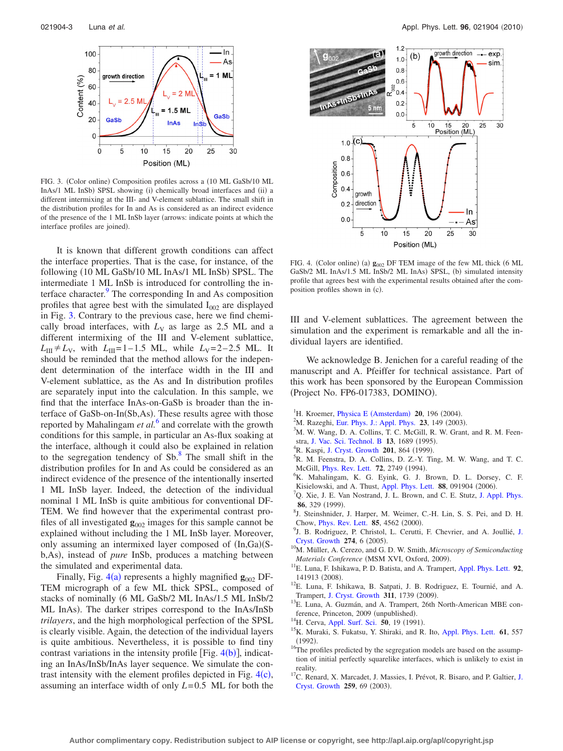100
80
60
40
20
0
Content (%)
growth direction
In
As
$L_{III}$ = 1 ML
$L_V$ = 2.5 ML
$L_V$ = 2 ML
$L_{III}$ = 1.5 ML
GaSb
InAs
InSb
GaSb
0 5 10 15 20 25 30
Position (ML)

FIG. 3. (Color online) Composition profiles across a (10 ML GaSb/10 ML InAs/1 ML InSb) SPSL showing (i) chemically broad interfaces and (ii) a different intermixing at the III- and V-element sublattice. The small shift in the distribution profiles for In and As is considered as an indirect evidence of the presence of the 1 ML InSb layer (arrows: indicate points at which the interface profiles are joined).

It is known that different growth conditions can affect the interface properties. That is the case, for instance, of the following (10 ML GaSb/10 ML InAs/1 ML InSb) SPSL. The intermediate 1 ML InSb is introduced for controlling the interface character.[9] The corresponding In and As composition profiles that agree best with the simulated $I_{002}$ are displayed in Fig. 3. Contrary to the previous case, here we find chemically broad interfaces, with $L_V$ as large as 2.5 ML and a different intermixing of the III and V-element sublattice, $L_{III} \neq L_V$, with $L_{III}=1-1.5$ ML, while $L_V=2-2.5$ ML. It should be reminded that the method allows for the independent determination of the interface width in the III and V-element sublattice, as the As and In distribution profiles are separately input into the calculation. In this sample, we find that the interface InAs-on-GaSb is broader than the interface of GaSb-on-In(Sb,As). These results agree with those reported by Mahalingam *et al.*[6] and correlate with the growth conditions for this sample, in particular an As-flux soaking at the interface, although it could also be explained in relation to the segregation tendency of Sb.[8] The small shift in the distribution profiles for In and As could be considered as an indirect evidence of the presence of the intentionally inserted 1 ML InSb layer. Indeed, the detection of the individual nominal 1 ML InSb is quite ambitious for conventional DF-TEM. We find however that the experimental contrast profiles of all investigated $\mathbf{g}_{002}$ images for this sample cannot be explained without including the 1 ML InSb layer. Moreover, only assuming an intermixed layer composed of (In,Ga)(Sb,As), instead of *pure* InSb, produces a matching between the simulated and experimental data.

Finally, Fig. 4(a) represents a highly magnified $\mathbf{g}_{002}$ DF-TEM micrograph of a few ML thick SPSL, composed of stacks of nominally (6 ML GaSb/2 ML InAs/1.5 ML InSb/2 ML InAs). The darker stripes correspond to the InAs/InSb *trilayers*, and the high morphological perfection of the SPSL is clearly visible. Again, the detection of the individual layers is quite ambitious. Nevertheless, it is possible to find tiny contrast variations in the intensity profile [Fig. 4(b)], indicating an InAs/InSb/InAs layer sequence. We simulate the contrast intensity with the element profiles depicted in Fig. 4(c), assuming an interface width of only $L=0.5$ ML for both the III and V-element sublattices. The agreement between the simulation and the experiment is remarkable and all the individual layers are identified.

(a)
$\mathbf{g}_{002}$
GaSb
InAs+InSb+InAs
5 nm
(b)
growth direction
exp.
sim.
$R_{002}$
1.2 1.0 0.8 0.6 0.4 0.2 0.0
5 10 15 20 25 30
Position (ML)
(c)
Composition
1.0 0.8 0.6 0.4 0.2 0.0
growth direction
In
As
5 10 15 20 25 30
Position (ML)

FIG. 4. (Color online) (a) $\mathbf{g}_{002}$ DF TEM image of the few ML thick (6 ML GaSb/2 ML InAs/1.5 ML InSb/2 ML InAs) SPSL, (b) simulated intensity profile that agrees best with the experimental results obtained after the composition profiles shown in (c).

We acknowledge B. Jenichen for a careful reading of the manuscript and A. Pfeiffer for technical assistance. Part of this work has been sponsored by the European Commission (Project No. FP6-017383, DOMINO).

[1] H. Kroemer, Physica E (Amsterdam) **20**, 196 (2004).
[2] M. Razeghi, Eur. Phys. J.: Appl. Phys. **23**, 149 (2003).
[3] M. W. Wang, D. A. Collins, T. C. McGill, R. W. Grant, and R. M. Feenstra, J. Vac. Sci. Technol. B **13**, 1689 (1995).
[4] R. Kaspi, J. Cryst. Growth **201**, 864 (1999).
[5] R. M. Feenstra, D. A. Collins, D. Z.-Y. Ting, M. W. Wang, and T. C. McGill, Phys. Rev. Lett. **72**, 2749 (1994).
[6] K. Mahalingam, K. G. Eyink, G. J. Brown, D. L. Dorsey, C. F. Kisielowski, and A. Thust, Appl. Phys. Lett. **88**, 091904 (2006).
[7] Q. Xie, J. E. Van Nostrand, J. L. Brown, and C. E. Stutz, J. Appl. Phys. **86**, 329 (1999).
[8] J. Steinshnider, J. Harper, M. Weimer, C.-H. Lin, S. S. Pei, and D. H. Chow, Phys. Rev. Lett. **85**, 4562 (2000).
[9] J. B. Rodriguez, P. Christol, L. Cerutti, F. Chevrier, and A. Joullié, J. Cryst. Growth **274**, 6 (2005).
[10] M. Müller, A. Cerezo, and G. D. W. Smith, *Microscopy of Semiconducting Materials Conference* (MSM XVI, Oxford, 2009).
[11] E. Luna, F. Ishikawa, P. D. Batista, and A. Trampert, Appl. Phys. Lett. **92**, 141913 (2008).
[12] E. Luna, F. Ishikawa, B. Satpati, J. B. Rodriguez, E. Tournié, and A. Trampert, J. Cryst. Growth **311**, 1739 (2009).
[13] E. Luna, A. Guzmán, and A. Trampert, 26th North-American MBE conference, Princeton, 2009 (unpublished).
[14] H. Cerva, Appl. Surf. Sci. **50**, 19 (1991).
[15] K. Muraki, S. Fukatsu, Y. Shiraki, and R. Ito, Appl. Phys. Lett. **61**, 557 (1992).
[16] The profiles predicted by the segregation models are based on the assumption of initial perfectly squarelike interfaces, which is unlikely to exist in reality.
[17] C. Renard, X. Marcadet, J. Massies, I. Prévot, R. Bisaro, and P. Galtier, J. Cryst. Growth **259**, 69 (2003).